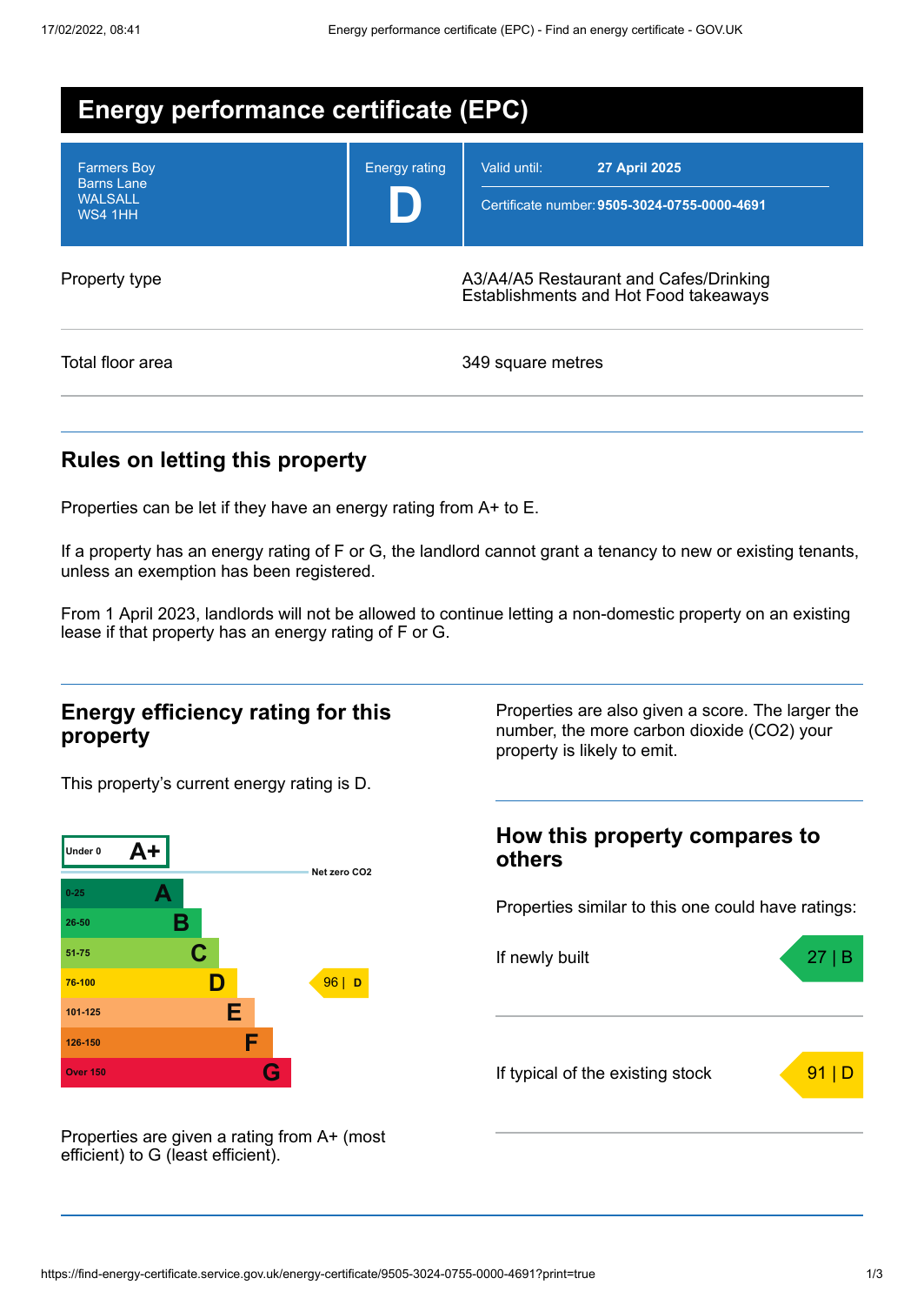# Energy performance certificate (EPC)

| | | |
|---|---|---|
| Farmers Boy<br>Barns Lane<br>WALSALL<br>WS4 1HH | Energy rating<br>**D** | Valid until: **27 April 2025**<br>Certificate number: **9505-3024-0755-0000-4691** |

| | |
|---|---|
| Property type | A3/A4/A5 Restaurant and Cafes/Drinking Establishments and Hot Food takeaways |
| Total floor area | 349 square metres |

## Rules on letting this property

Properties can be let if they have an energy rating from A+ to E.

If a property has an energy rating of F or G, the landlord cannot grant a tenancy to new or existing tenants, unless an exemption has been registered.

From 1 April 2023, landlords will not be allowed to continue letting a non-domestic property on an existing lease if that property has an energy rating of F or G.

## Energy efficiency rating for this property

This property's current energy rating is D.

| Score | Rating |
|---|---|
| Under 0 | A+ |
| 0-25 | A |
| 26-50 | B |
| 51-75 | C |
| 76-100 | D |
| 101-125 | E |
| 126-150 | F |
| Over 150 | G |

Net zero CO2

This property: 96 | D

Properties are given a rating from A+ (most efficient) to G (least efficient).

Properties are also given a score. The larger the number, the more carbon dioxide (CO2) your property is likely to emit.

## How this property compares to others

Properties similar to this one could have ratings:

| | |
|---|---|
| If newly built | 27 \| B |
| If typical of the existing stock | 91 \| D |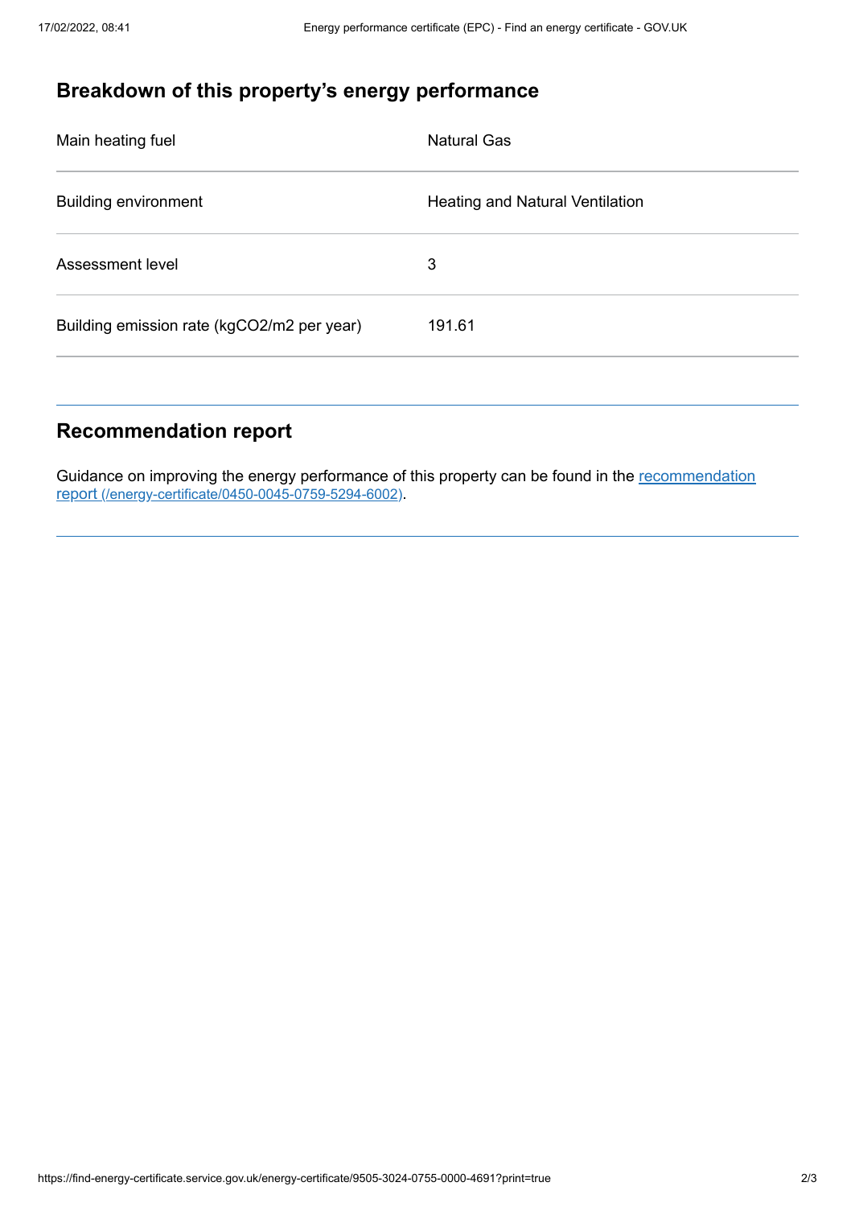## Breakdown of this property's energy performance

| | |
|---|---|
| Main heating fuel | Natural Gas |
| Building environment | Heating and Natural Ventilation |
| Assessment level | 3 |
| Building emission rate (kgCO2/m2 per year) | 191.61 |

## Recommendation report

Guidance on improving the energy performance of this property can be found in the [recommendation report (/energy-certificate/0450-0045-0759-5294-6002)](/energy-certificate/0450-0045-0759-5294-6002).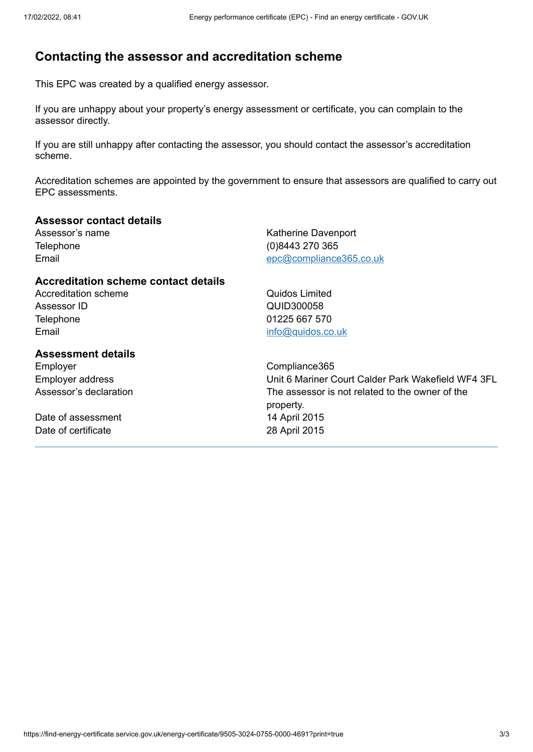## Contacting the assessor and accreditation scheme

This EPC was created by a qualified energy assessor.

If you are unhappy about your property's energy assessment or certificate, you can complain to the assessor directly.

If you are still unhappy after contacting the assessor, you should contact the assessor's accreditation scheme.

Accreditation schemes are appointed by the government to ensure that assessors are qualified to carry out EPC assessments.

### Assessor contact details

| | |
|---|---|
| Assessor's name | Katherine Davenport |
| Telephone | (0)8443 270 365 |
| Email | epc@compliance365.co.uk |

### Accreditation scheme contact details

| | |
|---|---|
| Accreditation scheme | Quidos Limited |
| Assessor ID | QUID300058 |
| Telephone | 01225 667 570 |
| Email | info@quidos.co.uk |

### Assessment details

| | |
|---|---|
| Employer | Compliance365 |
| Employer address | Unit 6 Mariner Court Calder Park Wakefield WF4 3FL |
| Assessor's declaration | The assessor is not related to the owner of the property. |
| Date of assessment | 14 April 2015 |
| Date of certificate | 28 April 2015 |